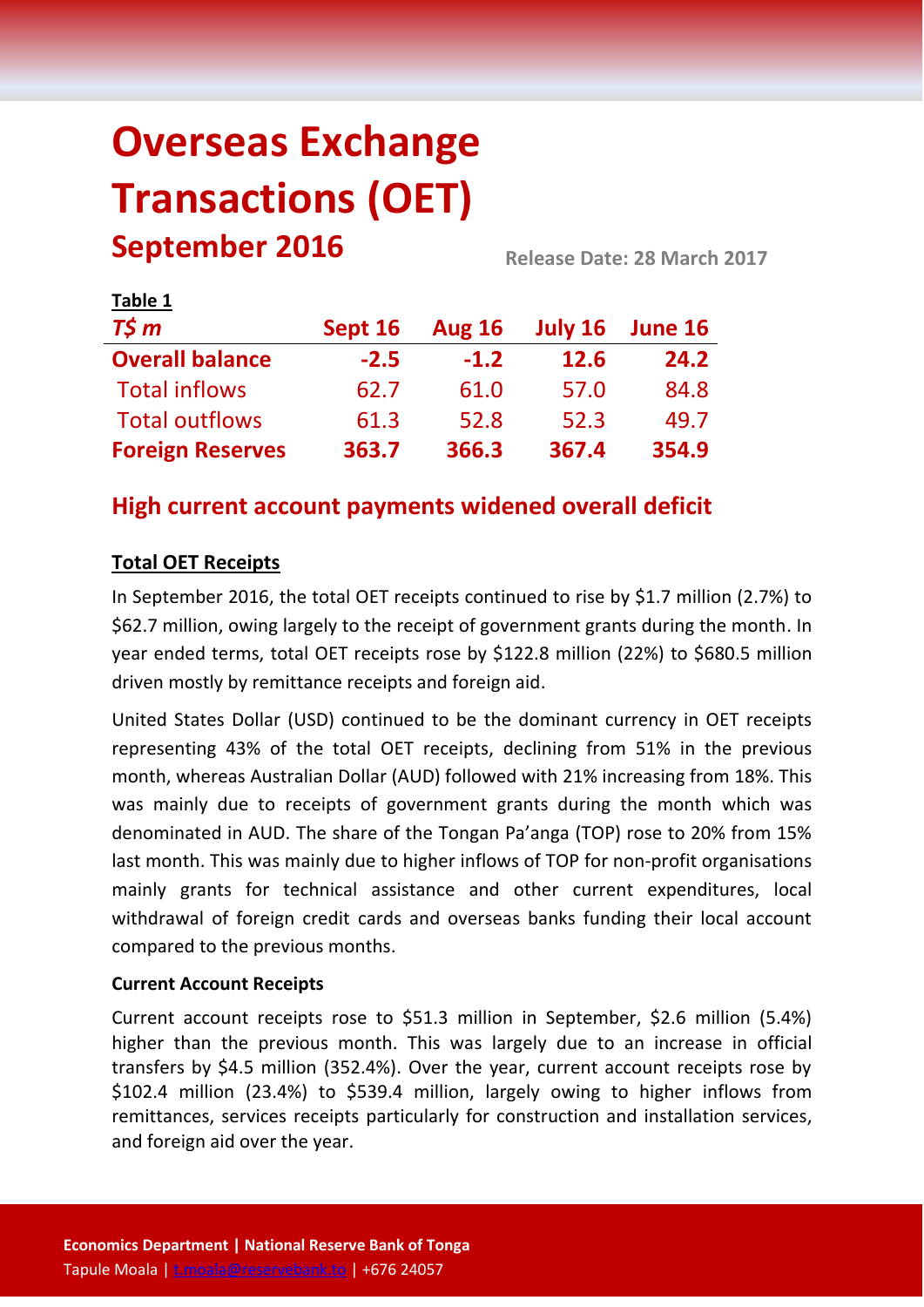# Overseas Exchange Transactions (OET)

## September 2016

Release Date: 28 March 2017

**Table 1**

| *T$ m* | Sept 16 | Aug 16 | July 16 | June 16 |
|---|---|---|---|---|
| **Overall balance** | **-2.5** | **-1.2** | **12.6** | **24.2** |
| Total inflows | 62.7 | 61.0 | 57.0 | 84.8 |
| Total outflows | 61.3 | 52.8 | 52.3 | 49.7 |
| **Foreign Reserves** | **363.7** | **366.3** | **367.4** | **354.9** |

## High current account payments widened overall deficit

### Total OET Receipts

In September 2016, the total OET receipts continued to rise by $1.7 million (2.7%) to $62.7 million, owing largely to the receipt of government grants during the month. In year ended terms, total OET receipts rose by $122.8 million (22%) to $680.5 million driven mostly by remittance receipts and foreign aid.

United States Dollar (USD) continued to be the dominant currency in OET receipts representing 43% of the total OET receipts, declining from 51% in the previous month, whereas Australian Dollar (AUD) followed with 21% increasing from 18%. This was mainly due to receipts of government grants during the month which was denominated in AUD. The share of the Tongan Pa'anga (TOP) rose to 20% from 15% last month. This was mainly due to higher inflows of TOP for non-profit organisations mainly grants for technical assistance and other current expenditures, local withdrawal of foreign credit cards and overseas banks funding their local account compared to the previous months.

#### Current Account Receipts

Current account receipts rose to $51.3 million in September, $2.6 million (5.4%) higher than the previous month. This was largely due to an increase in official transfers by $4.5 million (352.4%). Over the year, current account receipts rose by $102.4 million (23.4%) to $539.4 million, largely owing to higher inflows from remittances, services receipts particularly for construction and installation services, and foreign aid over the year.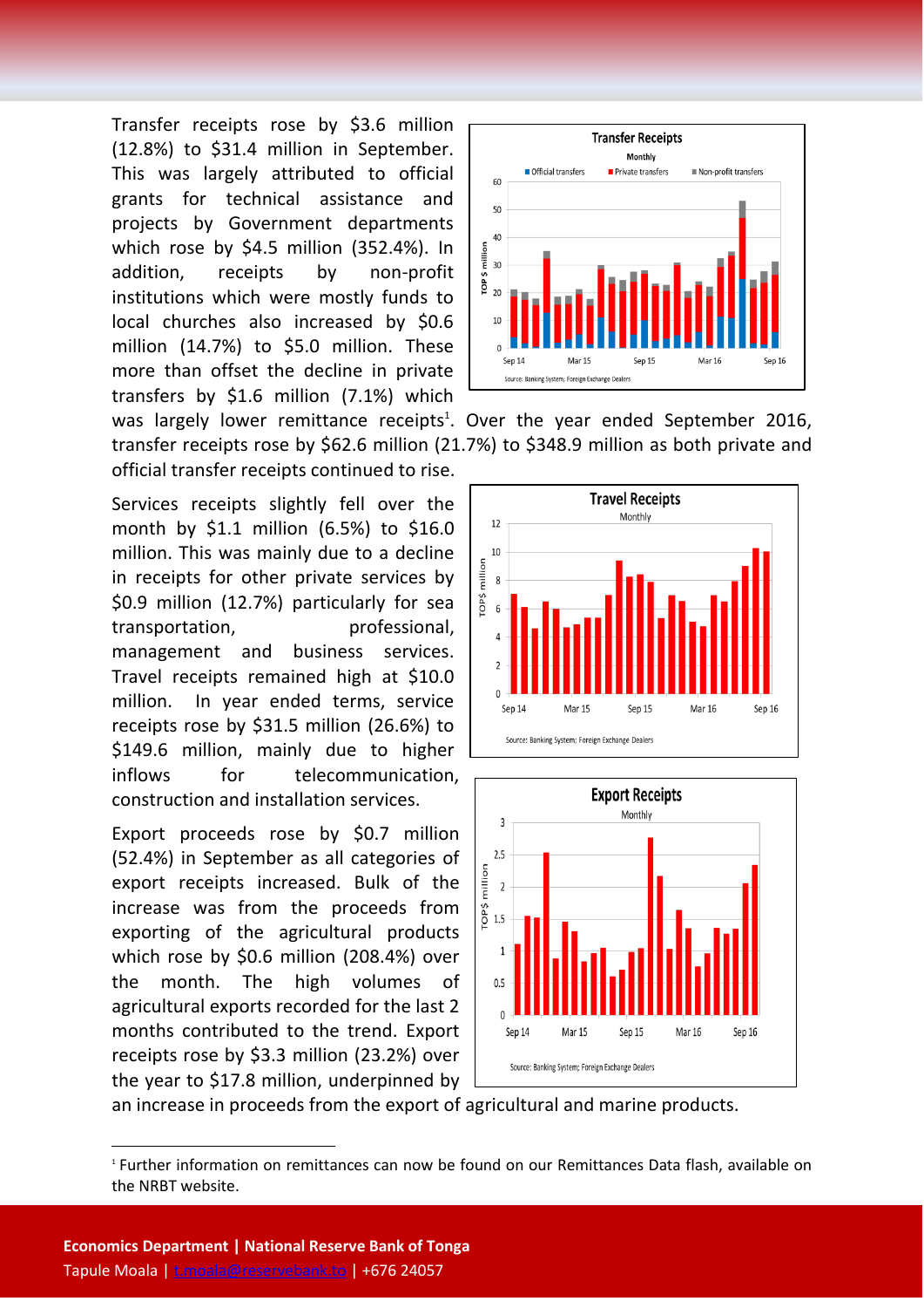Transfer receipts rose by $3.6 million (12.8%) to $31.4 million in September. This was largely attributed to official grants for technical assistance and projects by Government departments which rose by $4.5 million (352.4%). In addition, receipts by non-profit institutions which were mostly funds to local churches also increased by $0.6 million (14.7%) to $5.0 million. These more than offset the decline in private transfers by $1.6 million (7.1%) which was largely lower remittance receipts[1]. Over the year ended September 2016, transfer receipts rose by $62.6 million (21.7%) to $348.9 million as both private and official transfer receipts continued to rise.

Services receipts slightly fell over the month by $1.1 million (6.5%) to $16.0 million. This was mainly due to a decline in receipts for other private services by $0.9 million (12.7%) particularly for sea transportation, professional, management and business services. Travel receipts remained high at $10.0 million. In year ended terms, service receipts rose by $31.5 million (26.6%) to $149.6 million, mainly due to higher inflows for telecommunication, construction and installation services.

Export proceeds rose by $0.7 million (52.4%) in September as all categories of export receipts increased. Bulk of the increase was from the proceeds from exporting of the agricultural products which rose by $0.6 million (208.4%) over the month. The high volumes of agricultural exports recorded for the last 2 months contributed to the trend. Export receipts rose by $3.3 million (23.2%) over the year to $17.8 million, underpinned by an increase in proceeds from the export of agricultural and marine products.

[1] Further information on remittances can now be found on our Remittances Data flash, available on the NRBT website.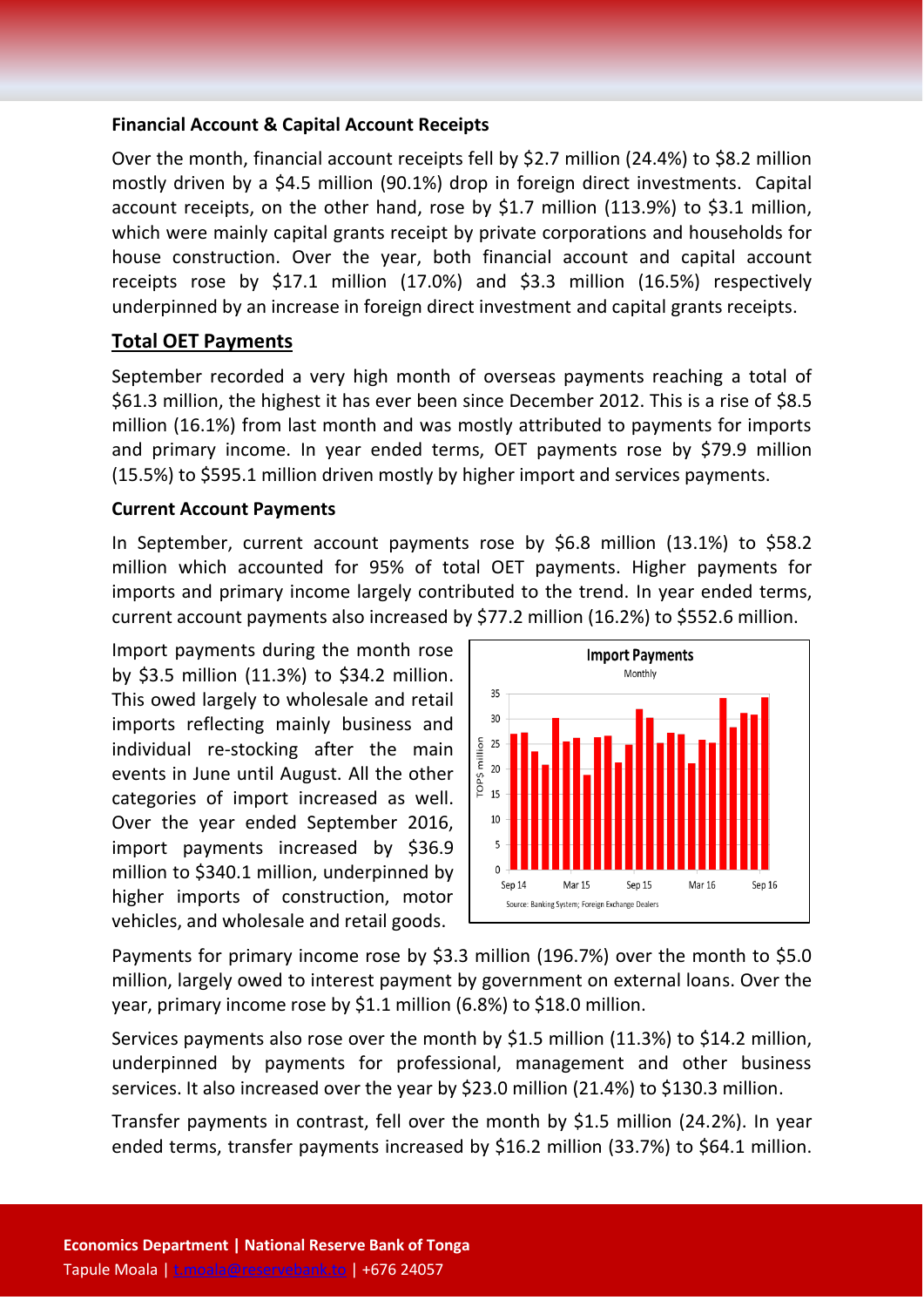**Financial Account & Capital Account Receipts**

Over the month, financial account receipts fell by $2.7 million (24.4%) to $8.2 million mostly driven by a $4.5 million (90.1%) drop in foreign direct investments. Capital account receipts, on the other hand, rose by $1.7 million (113.9%) to $3.1 million, which were mainly capital grants receipt by private corporations and households for house construction. Over the year, both financial account and capital account receipts rose by $17.1 million (17.0%) and $3.3 million (16.5%) respectively underpinned by an increase in foreign direct investment and capital grants receipts.

## Total OET Payments

September recorded a very high month of overseas payments reaching a total of $61.3 million, the highest it has ever been since December 2012. This is a rise of $8.5 million (16.1%) from last month and was mostly attributed to payments for imports and primary income. In year ended terms, OET payments rose by $79.9 million (15.5%) to $595.1 million driven mostly by higher import and services payments.

**Current Account Payments**

In September, current account payments rose by $6.8 million (13.1%) to $58.2 million which accounted for 95% of total OET payments. Higher payments for imports and primary income largely contributed to the trend. In year ended terms, current account payments also increased by $77.2 million (16.2%) to $552.6 million.

Import payments during the month rose by $3.5 million (11.3%) to $34.2 million. This owed largely to wholesale and retail imports reflecting mainly business and individual re-stocking after the main events in June until August. All the other categories of import increased as well. Over the year ended September 2016, import payments increased by $36.9 million to $340.1 million, underpinned by higher imports of construction, motor vehicles, and wholesale and retail goods.

Payments for primary income rose by $3.3 million (196.7%) over the month to $5.0 million, largely owed to interest payment by government on external loans. Over the year, primary income rose by $1.1 million (6.8%) to $18.0 million.

Services payments also rose over the month by $1.5 million (11.3%) to $14.2 million, underpinned by payments for professional, management and other business services. It also increased over the year by $23.0 million (21.4%) to $130.3 million.

Transfer payments in contrast, fell over the month by $1.5 million (24.2%). In year ended terms, transfer payments increased by $16.2 million (33.7%) to $64.1 million.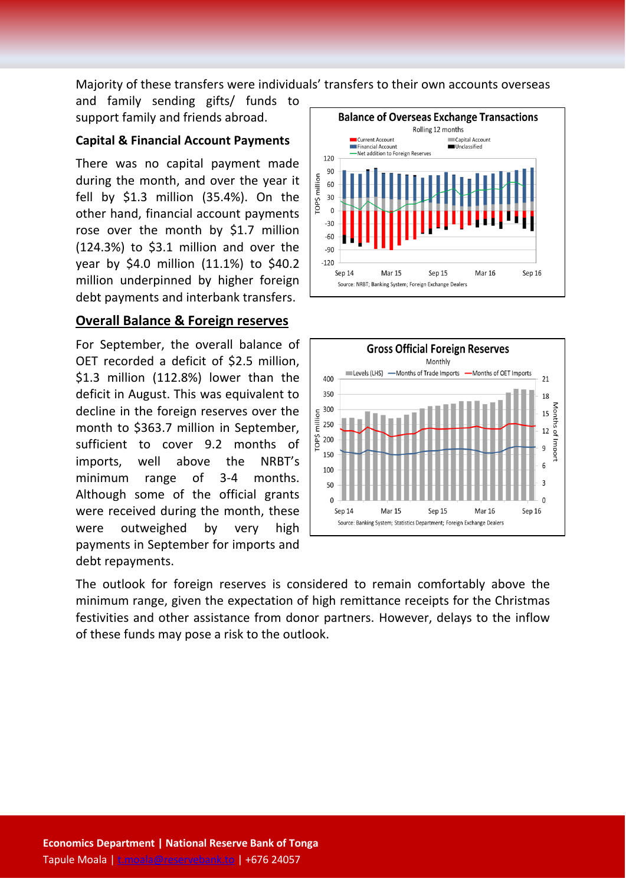Majority of these transfers were individuals' transfers to their own accounts overseas and family sending gifts/ funds to support family and friends abroad.

**Capital & Financial Account Payments**

There was no capital payment made during the month, and over the year it fell by $1.3 million (35.4%). On the other hand, financial account payments rose over the month by $1.7 million (124.3%) to $3.1 million and over the year by $4.0 million (11.1%) to $40.2 million underpinned by higher foreign debt payments and interbank transfers.

## Overall Balance & Foreign reserves

For September, the overall balance of OET recorded a deficit of $2.5 million, $1.3 million (112.8%) lower than the deficit in August. This was equivalent to decline in the foreign reserves over the month to $363.7 million in September, sufficient to cover 9.2 months of imports, well above the NRBT's minimum range of 3-4 months. Although some of the official grants were received during the month, these were outweighed by very high payments in September for imports and debt repayments.

The outlook for foreign reserves is considered to remain comfortably above the minimum range, given the expectation of high remittance receipts for the Christmas festivities and other assistance from donor partners. However, delays to the inflow of these funds may pose a risk to the outlook.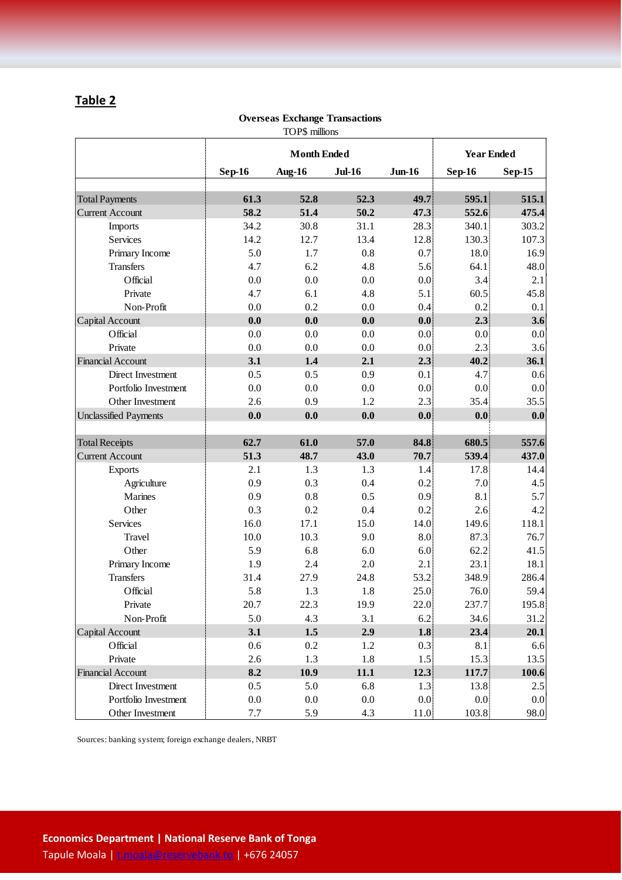## Table 2

**Overseas Exchange Transactions**
TOP$ millions

| | Month Ended | | | | Year Ended | |
|---|---|---|---|---|---|---|
| | **Sep-16** | **Aug-16** | **Jul-16** | **Jun-16** | **Sep-16** | **Sep-15** |
| **Total Payments** | **61.3** | **52.8** | **52.3** | **49.7** | **595.1** | **515.1** |
| **Current Account** | **58.2** | **51.4** | **50.2** | **47.3** | **552.6** | **475.4** |
| Imports | 34.2 | 30.8 | 31.1 | 28.3 | 340.1 | 303.2 |
| Services | 14.2 | 12.7 | 13.4 | 12.8 | 130.3 | 107.3 |
| Primary Income | 5.0 | 1.7 | 0.8 | 0.7 | 18.0 | 16.9 |
| Transfers | 4.7 | 6.2 | 4.8 | 5.6 | 64.1 | 48.0 |
| Official | 0.0 | 0.0 | 0.0 | 0.0 | 3.4 | 2.1 |
| Private | 4.7 | 6.1 | 4.8 | 5.1 | 60.5 | 45.8 |
| Non-Profit | 0.0 | 0.2 | 0.0 | 0.4 | 0.2 | 0.1 |
| **Capital Account** | **0.0** | **0.0** | **0.0** | **0.0** | **2.3** | **3.6** |
| Official | 0.0 | 0.0 | 0.0 | 0.0 | 0.0 | 0.0 |
| Private | 0.0 | 0.0 | 0.0 | 0.0 | 2.3 | 3.6 |
| **Financial Account** | **3.1** | **1.4** | **2.1** | **2.3** | **40.2** | **36.1** |
| Direct Investment | 0.5 | 0.5 | 0.9 | 0.1 | 4.7 | 0.6 |
| Portfolio Investment | 0.0 | 0.0 | 0.0 | 0.0 | 0.0 | 0.0 |
| Other Investment | 2.6 | 0.9 | 1.2 | 2.3 | 35.4 | 35.5 |
| **Unclassified Payments** | **0.0** | **0.0** | **0.0** | **0.0** | **0.0** | **0.0** |
| | | | | | | |
| **Total Receipts** | **62.7** | **61.0** | **57.0** | **84.8** | **680.5** | **557.6** |
| **Current Account** | **51.3** | **48.7** | **43.0** | **70.7** | **539.4** | **437.0** |
| Exports | 2.1 | 1.3 | 1.3 | 1.4 | 17.8 | 14.4 |
| Agriculture | 0.9 | 0.3 | 0.4 | 0.2 | 7.0 | 4.5 |
| Marines | 0.9 | 0.8 | 0.5 | 0.9 | 8.1 | 5.7 |
| Other | 0.3 | 0.2 | 0.4 | 0.2 | 2.6 | 4.2 |
| Services | 16.0 | 17.1 | 15.0 | 14.0 | 149.6 | 118.1 |
| Travel | 10.0 | 10.3 | 9.0 | 8.0 | 87.3 | 76.7 |
| Other | 5.9 | 6.8 | 6.0 | 6.0 | 62.2 | 41.5 |
| Primary Income | 1.9 | 2.4 | 2.0 | 2.1 | 23.1 | 18.1 |
| Transfers | 31.4 | 27.9 | 24.8 | 53.2 | 348.9 | 286.4 |
| Official | 5.8 | 1.3 | 1.8 | 25.0 | 76.0 | 59.4 |
| Private | 20.7 | 22.3 | 19.9 | 22.0 | 237.7 | 195.8 |
| Non-Profit | 5.0 | 4.3 | 3.1 | 6.2 | 34.6 | 31.2 |
| **Capital Account** | **3.1** | **1.5** | **2.9** | **1.8** | **23.4** | **20.1** |
| Official | 0.6 | 0.2 | 1.2 | 0.3 | 8.1 | 6.6 |
| Private | 2.6 | 1.3 | 1.8 | 1.5 | 15.3 | 13.5 |
| **Financial Account** | **8.2** | **10.9** | **11.1** | **12.3** | **117.7** | **100.6** |
| Direct Investment | 0.5 | 5.0 | 6.8 | 1.3 | 13.8 | 2.5 |
| Portfolio Investment | 0.0 | 0.0 | 0.0 | 0.0 | 0.0 | 0.0 |
| Other Investment | 7.7 | 5.9 | 4.3 | 11.0 | 103.8 | 98.0 |

Sources: banking system; foreign exchange dealers, NRBT

**Economics Department | National Reserve Bank of Tonga**
Tapule Moala | t.moala@reservebank.to | +676 24057